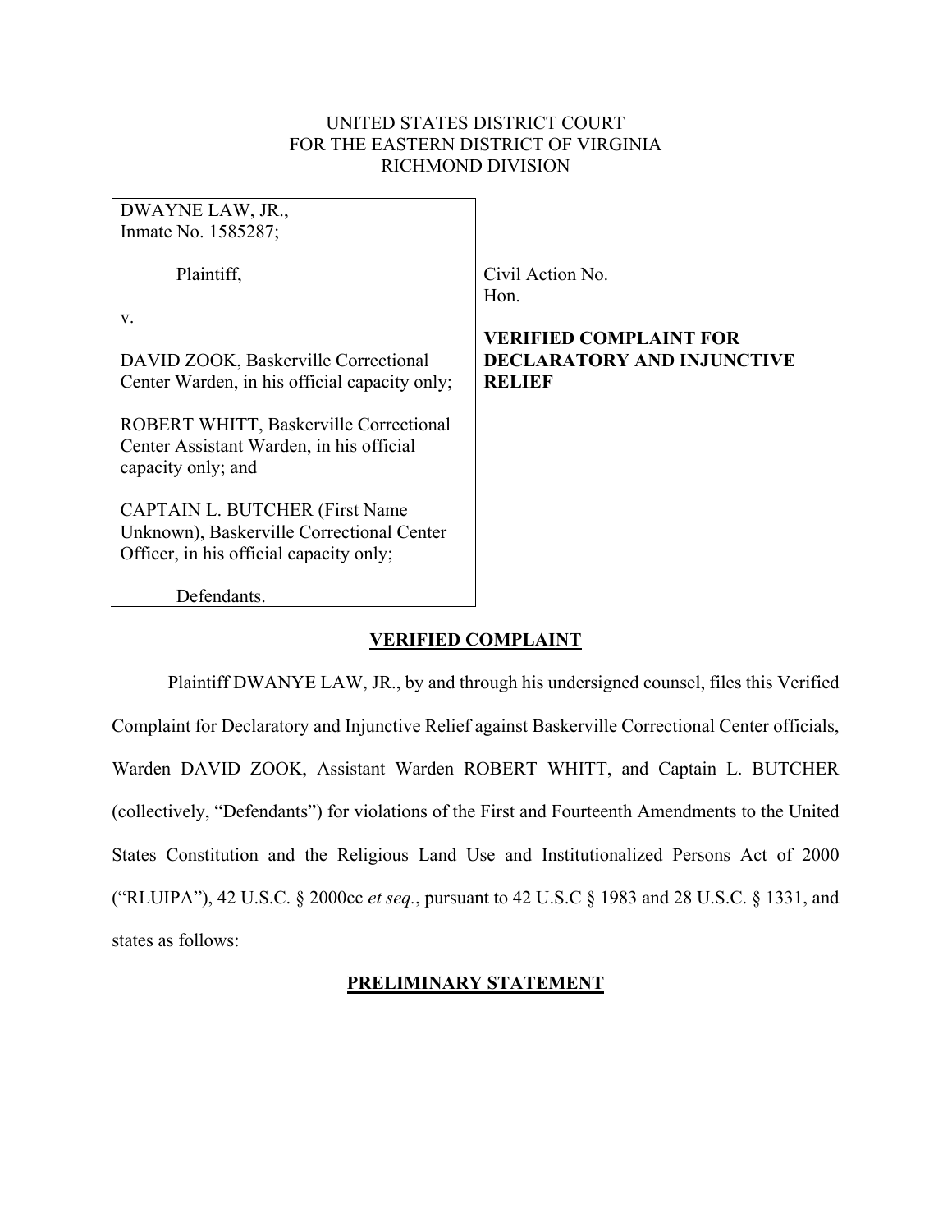UNITED STATES DISTRICT COURT
FOR THE EASTERN DISTRICT OF VIRGINIA
RICHMOND DIVISION

| | |
|---|---|
| DWAYNE LAW, JR.,<br>Inmate No. 1585287;<br><br>Plaintiff,<br><br>v.<br><br>DAVID ZOOK, Baskerville Correctional Center Warden, in his official capacity only;<br><br>ROBERT WHITT, Baskerville Correctional Center Assistant Warden, in his official capacity only; and<br><br>CAPTAIN L. BUTCHER (First Name Unknown), Baskerville Correctional Center Officer, in his official capacity only;<br><br>Defendants. | Civil Action No.<br>Hon.<br><br>**VERIFIED COMPLAINT FOR DECLARATORY AND INJUNCTIVE RELIEF** |

## VERIFIED COMPLAINT

Plaintiff DWANYE LAW, JR., by and through his undersigned counsel, files this Verified Complaint for Declaratory and Injunctive Relief against Baskerville Correctional Center officials, Warden DAVID ZOOK, Assistant Warden ROBERT WHITT, and Captain L. BUTCHER (collectively, "Defendants") for violations of the First and Fourteenth Amendments to the United States Constitution and the Religious Land Use and Institutionalized Persons Act of 2000 ("RLUIPA"), 42 U.S.C. § 2000cc *et seq.*, pursuant to 42 U.S.C § 1983 and 28 U.S.C. § 1331, and states as follows:

## PRELIMINARY STATEMENT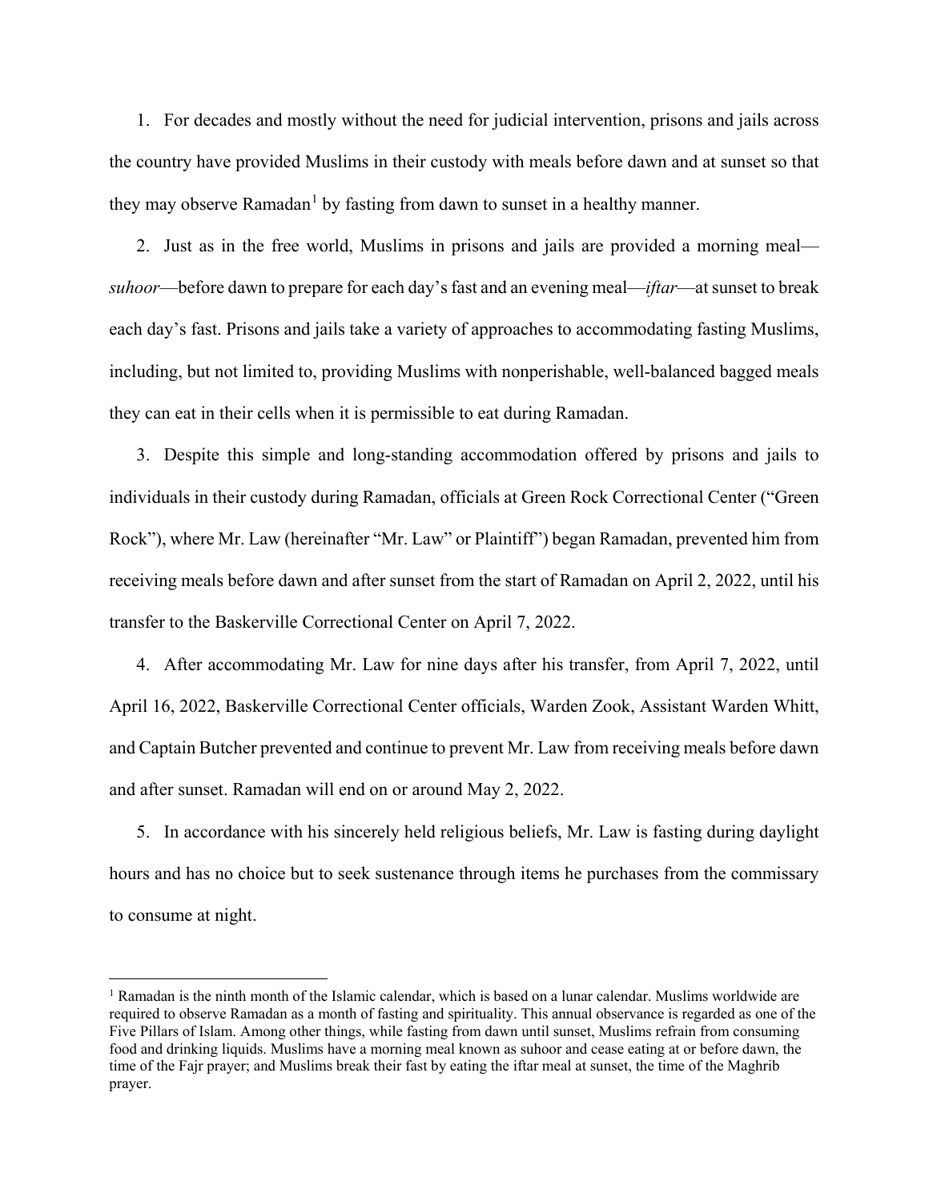1. For decades and mostly without the need for judicial intervention, prisons and jails across the country have provided Muslims in their custody with meals before dawn and at sunset so that they may observe Ramadan[1] by fasting from dawn to sunset in a healthy manner.

2. Just as in the free world, Muslims in prisons and jails are provided a morning meal—*suhoor*—before dawn to prepare for each day's fast and an evening meal—*iftar*—at sunset to break each day's fast. Prisons and jails take a variety of approaches to accommodating fasting Muslims, including, but not limited to, providing Muslims with nonperishable, well-balanced bagged meals they can eat in their cells when it is permissible to eat during Ramadan.

3. Despite this simple and long-standing accommodation offered by prisons and jails to individuals in their custody during Ramadan, officials at Green Rock Correctional Center ("Green Rock"), where Mr. Law (hereinafter "Mr. Law" or Plaintiff") began Ramadan, prevented him from receiving meals before dawn and after sunset from the start of Ramadan on April 2, 2022, until his transfer to the Baskerville Correctional Center on April 7, 2022.

4. After accommodating Mr. Law for nine days after his transfer, from April 7, 2022, until April 16, 2022, Baskerville Correctional Center officials, Warden Zook, Assistant Warden Whitt, and Captain Butcher prevented and continue to prevent Mr. Law from receiving meals before dawn and after sunset. Ramadan will end on or around May 2, 2022.

5. In accordance with his sincerely held religious beliefs, Mr. Law is fasting during daylight hours and has no choice but to seek sustenance through items he purchases from the commissary to consume at night.

---

[1] Ramadan is the ninth month of the Islamic calendar, which is based on a lunar calendar. Muslims worldwide are required to observe Ramadan as a month of fasting and spirituality. This annual observance is regarded as one of the Five Pillars of Islam. Among other things, while fasting from dawn until sunset, Muslims refrain from consuming food and drinking liquids. Muslims have a morning meal known as suhoor and cease eating at or before dawn, the time of the Fajr prayer; and Muslims break their fast by eating the iftar meal at sunset, the time of the Maghrib prayer.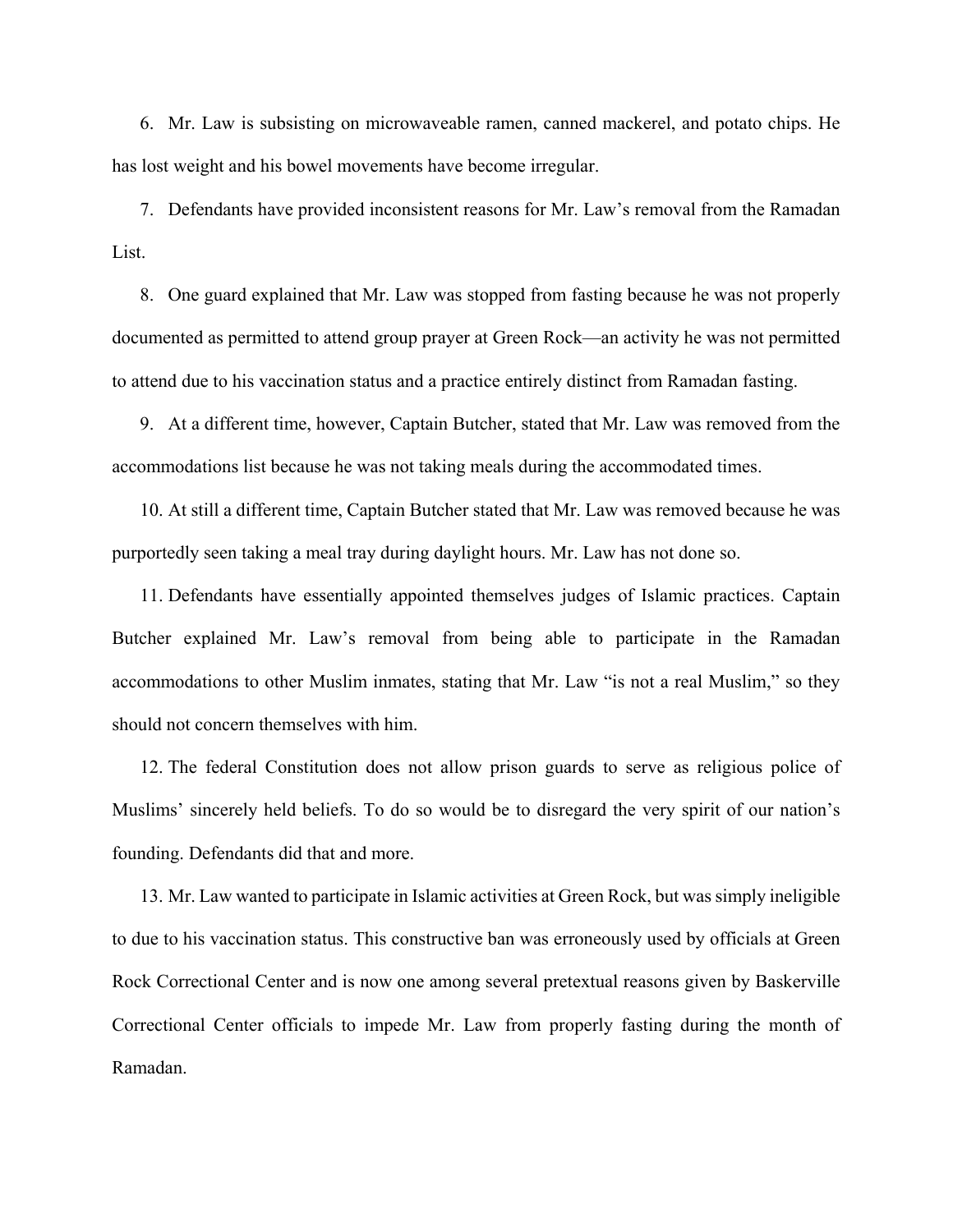6. Mr. Law is subsisting on microwaveable ramen, canned mackerel, and potato chips. He has lost weight and his bowel movements have become irregular.

7. Defendants have provided inconsistent reasons for Mr. Law's removal from the Ramadan List.

8. One guard explained that Mr. Law was stopped from fasting because he was not properly documented as permitted to attend group prayer at Green Rock—an activity he was not permitted to attend due to his vaccination status and a practice entirely distinct from Ramadan fasting.

9. At a different time, however, Captain Butcher, stated that Mr. Law was removed from the accommodations list because he was not taking meals during the accommodated times.

10. At still a different time, Captain Butcher stated that Mr. Law was removed because he was purportedly seen taking a meal tray during daylight hours. Mr. Law has not done so.

11. Defendants have essentially appointed themselves judges of Islamic practices. Captain Butcher explained Mr. Law's removal from being able to participate in the Ramadan accommodations to other Muslim inmates, stating that Mr. Law "is not a real Muslim," so they should not concern themselves with him.

12. The federal Constitution does not allow prison guards to serve as religious police of Muslims' sincerely held beliefs. To do so would be to disregard the very spirit of our nation's founding. Defendants did that and more.

13. Mr. Law wanted to participate in Islamic activities at Green Rock, but was simply ineligible to due to his vaccination status. This constructive ban was erroneously used by officials at Green Rock Correctional Center and is now one among several pretextual reasons given by Baskerville Correctional Center officials to impede Mr. Law from properly fasting during the month of Ramadan.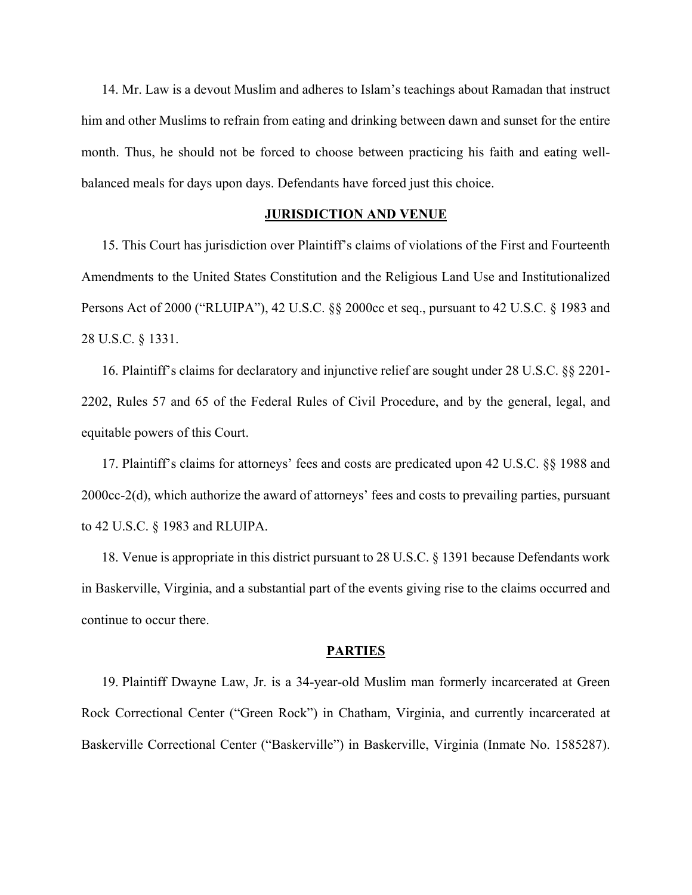14. Mr. Law is a devout Muslim and adheres to Islam's teachings about Ramadan that instruct him and other Muslims to refrain from eating and drinking between dawn and sunset for the entire month. Thus, he should not be forced to choose between practicing his faith and eating well-balanced meals for days upon days. Defendants have forced just this choice.

## JURISDICTION AND VENUE

15. This Court has jurisdiction over Plaintiff's claims of violations of the First and Fourteenth Amendments to the United States Constitution and the Religious Land Use and Institutionalized Persons Act of 2000 ("RLUIPA"), 42 U.S.C. §§ 2000cc et seq., pursuant to 42 U.S.C. § 1983 and 28 U.S.C. § 1331.

16. Plaintiff's claims for declaratory and injunctive relief are sought under 28 U.S.C. §§ 2201-2202, Rules 57 and 65 of the Federal Rules of Civil Procedure, and by the general, legal, and equitable powers of this Court.

17. Plaintiff's claims for attorneys' fees and costs are predicated upon 42 U.S.C. §§ 1988 and 2000cc-2(d), which authorize the award of attorneys' fees and costs to prevailing parties, pursuant to 42 U.S.C. § 1983 and RLUIPA.

18. Venue is appropriate in this district pursuant to 28 U.S.C. § 1391 because Defendants work in Baskerville, Virginia, and a substantial part of the events giving rise to the claims occurred and continue to occur there.

## PARTIES

19. Plaintiff Dwayne Law, Jr. is a 34-year-old Muslim man formerly incarcerated at Green Rock Correctional Center ("Green Rock") in Chatham, Virginia, and currently incarcerated at Baskerville Correctional Center ("Baskerville") in Baskerville, Virginia (Inmate No. 1585287).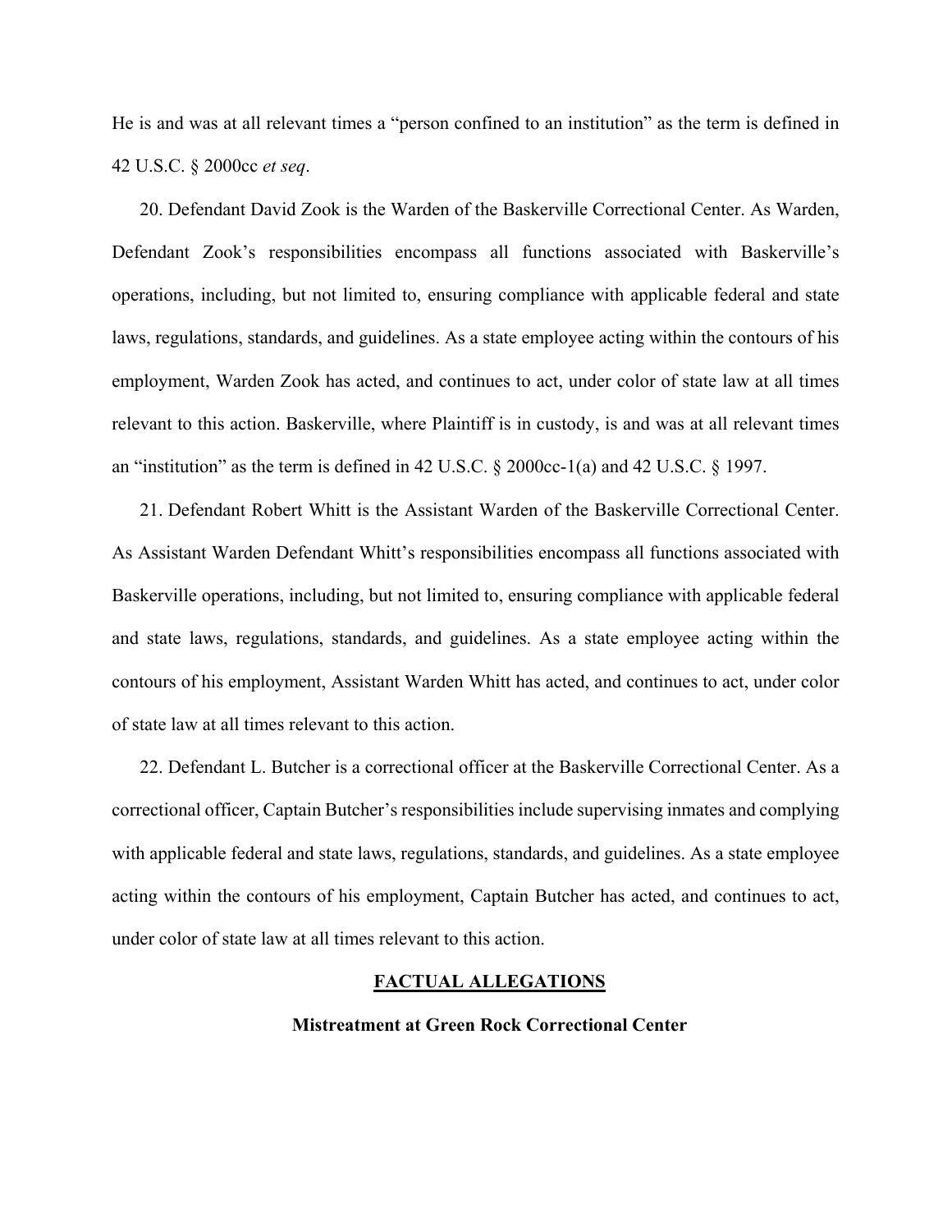He is and was at all relevant times a "person confined to an institution" as the term is defined in 42 U.S.C. § 2000cc *et seq*.

20. Defendant David Zook is the Warden of the Baskerville Correctional Center. As Warden, Defendant Zook's responsibilities encompass all functions associated with Baskerville's operations, including, but not limited to, ensuring compliance with applicable federal and state laws, regulations, standards, and guidelines. As a state employee acting within the contours of his employment, Warden Zook has acted, and continues to act, under color of state law at all times relevant to this action. Baskerville, where Plaintiff is in custody, is and was at all relevant times an "institution" as the term is defined in 42 U.S.C. § 2000cc-1(a) and 42 U.S.C. § 1997.

21. Defendant Robert Whitt is the Assistant Warden of the Baskerville Correctional Center. As Assistant Warden Defendant Whitt's responsibilities encompass all functions associated with Baskerville operations, including, but not limited to, ensuring compliance with applicable federal and state laws, regulations, standards, and guidelines. As a state employee acting within the contours of his employment, Assistant Warden Whitt has acted, and continues to act, under color of state law at all times relevant to this action.

22. Defendant L. Butcher is a correctional officer at the Baskerville Correctional Center. As a correctional officer, Captain Butcher's responsibilities include supervising inmates and complying with applicable federal and state laws, regulations, standards, and guidelines. As a state employee acting within the contours of his employment, Captain Butcher has acted, and continues to act, under color of state law at all times relevant to this action.

## FACTUAL ALLEGATIONS

### Mistreatment at Green Rock Correctional Center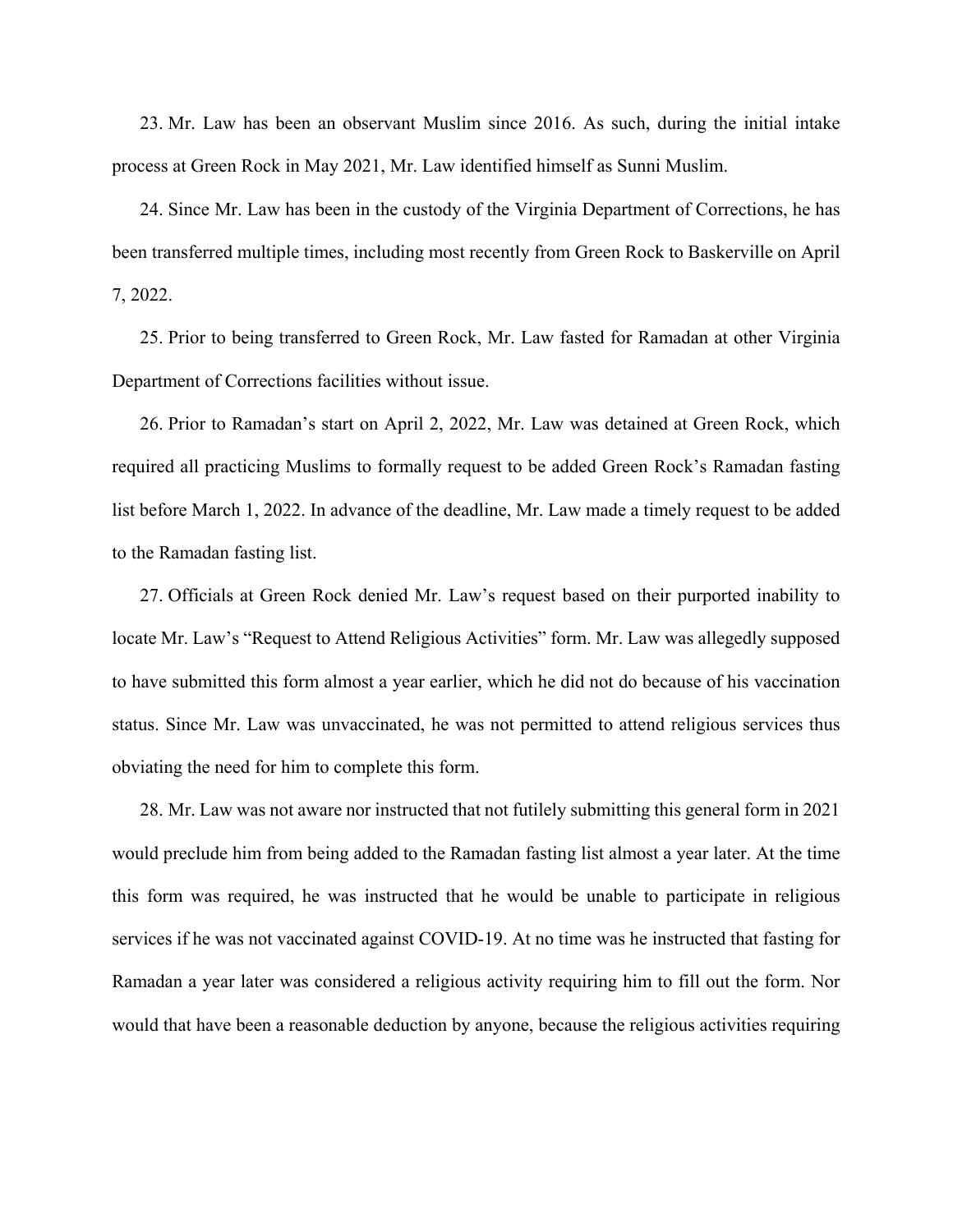23. Mr. Law has been an observant Muslim since 2016. As such, during the initial intake process at Green Rock in May 2021, Mr. Law identified himself as Sunni Muslim.

24. Since Mr. Law has been in the custody of the Virginia Department of Corrections, he has been transferred multiple times, including most recently from Green Rock to Baskerville on April 7, 2022.

25. Prior to being transferred to Green Rock, Mr. Law fasted for Ramadan at other Virginia Department of Corrections facilities without issue.

26. Prior to Ramadan's start on April 2, 2022, Mr. Law was detained at Green Rock, which required all practicing Muslims to formally request to be added Green Rock's Ramadan fasting list before March 1, 2022. In advance of the deadline, Mr. Law made a timely request to be added to the Ramadan fasting list.

27. Officials at Green Rock denied Mr. Law's request based on their purported inability to locate Mr. Law's "Request to Attend Religious Activities" form. Mr. Law was allegedly supposed to have submitted this form almost a year earlier, which he did not do because of his vaccination status. Since Mr. Law was unvaccinated, he was not permitted to attend religious services thus obviating the need for him to complete this form.

28. Mr. Law was not aware nor instructed that not futilely submitting this general form in 2021 would preclude him from being added to the Ramadan fasting list almost a year later. At the time this form was required, he was instructed that he would be unable to participate in religious services if he was not vaccinated against COVID-19. At no time was he instructed that fasting for Ramadan a year later was considered a religious activity requiring him to fill out the form. Nor would that have been a reasonable deduction by anyone, because the religious activities requiring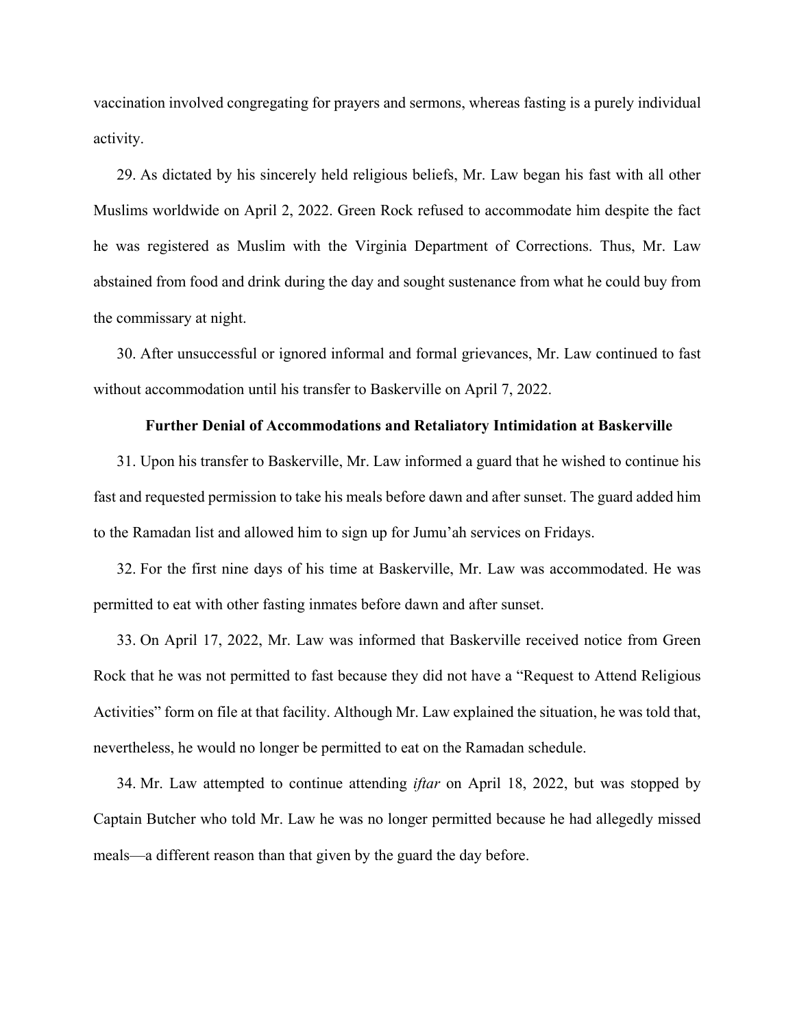vaccination involved congregating for prayers and sermons, whereas fasting is a purely individual activity.

29. As dictated by his sincerely held religious beliefs, Mr. Law began his fast with all other Muslims worldwide on April 2, 2022. Green Rock refused to accommodate him despite the fact he was registered as Muslim with the Virginia Department of Corrections. Thus, Mr. Law abstained from food and drink during the day and sought sustenance from what he could buy from the commissary at night.

30. After unsuccessful or ignored informal and formal grievances, Mr. Law continued to fast without accommodation until his transfer to Baskerville on April 7, 2022.

**Further Denial of Accommodations and Retaliatory Intimidation at Baskerville**

31. Upon his transfer to Baskerville, Mr. Law informed a guard that he wished to continue his fast and requested permission to take his meals before dawn and after sunset. The guard added him to the Ramadan list and allowed him to sign up for Jumu'ah services on Fridays.

32. For the first nine days of his time at Baskerville, Mr. Law was accommodated. He was permitted to eat with other fasting inmates before dawn and after sunset.

33. On April 17, 2022, Mr. Law was informed that Baskerville received notice from Green Rock that he was not permitted to fast because they did not have a "Request to Attend Religious Activities" form on file at that facility. Although Mr. Law explained the situation, he was told that, nevertheless, he would no longer be permitted to eat on the Ramadan schedule.

34. Mr. Law attempted to continue attending *iftar* on April 18, 2022, but was stopped by Captain Butcher who told Mr. Law he was no longer permitted because he had allegedly missed meals—a different reason than that given by the guard the day before.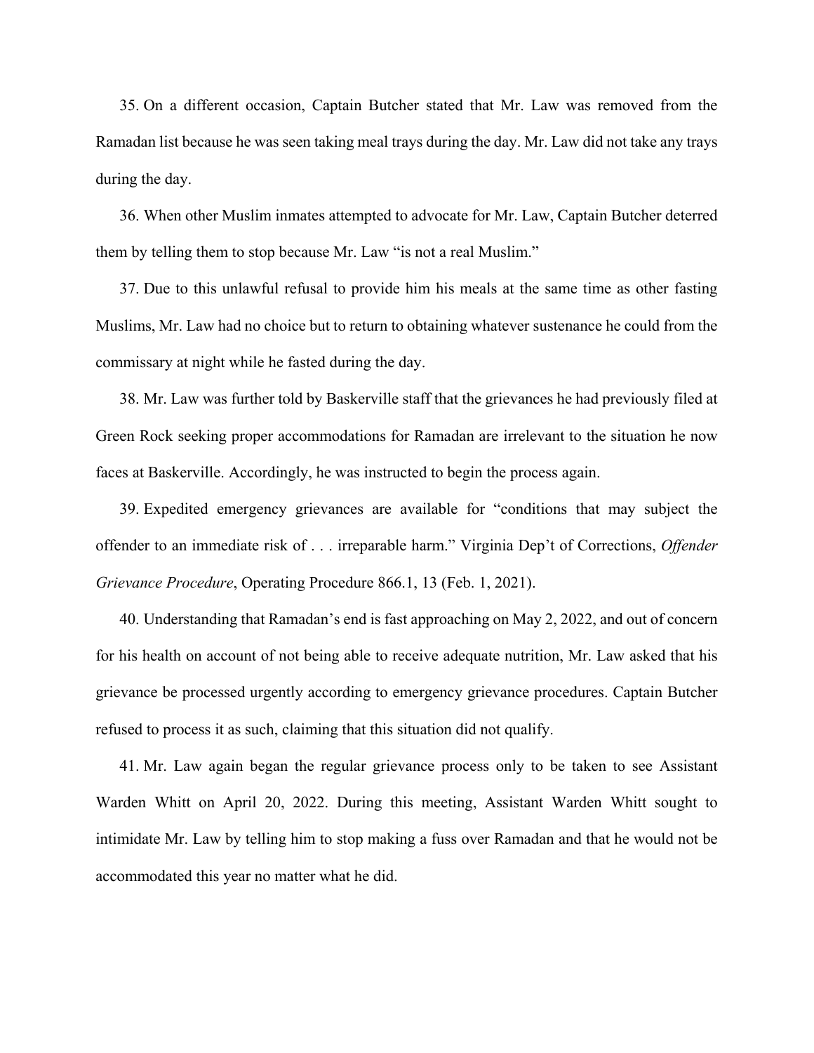35. On a different occasion, Captain Butcher stated that Mr. Law was removed from the Ramadan list because he was seen taking meal trays during the day. Mr. Law did not take any trays during the day.

36. When other Muslim inmates attempted to advocate for Mr. Law, Captain Butcher deterred them by telling them to stop because Mr. Law "is not a real Muslim."

37. Due to this unlawful refusal to provide him his meals at the same time as other fasting Muslims, Mr. Law had no choice but to return to obtaining whatever sustenance he could from the commissary at night while he fasted during the day.

38. Mr. Law was further told by Baskerville staff that the grievances he had previously filed at Green Rock seeking proper accommodations for Ramadan are irrelevant to the situation he now faces at Baskerville. Accordingly, he was instructed to begin the process again.

39. Expedited emergency grievances are available for "conditions that may subject the offender to an immediate risk of . . . irreparable harm." Virginia Dep't of Corrections, *Offender Grievance Procedure*, Operating Procedure 866.1, 13 (Feb. 1, 2021).

40. Understanding that Ramadan's end is fast approaching on May 2, 2022, and out of concern for his health on account of not being able to receive adequate nutrition, Mr. Law asked that his grievance be processed urgently according to emergency grievance procedures. Captain Butcher refused to process it as such, claiming that this situation did not qualify.

41. Mr. Law again began the regular grievance process only to be taken to see Assistant Warden Whitt on April 20, 2022. During this meeting, Assistant Warden Whitt sought to intimidate Mr. Law by telling him to stop making a fuss over Ramadan and that he would not be accommodated this year no matter what he did.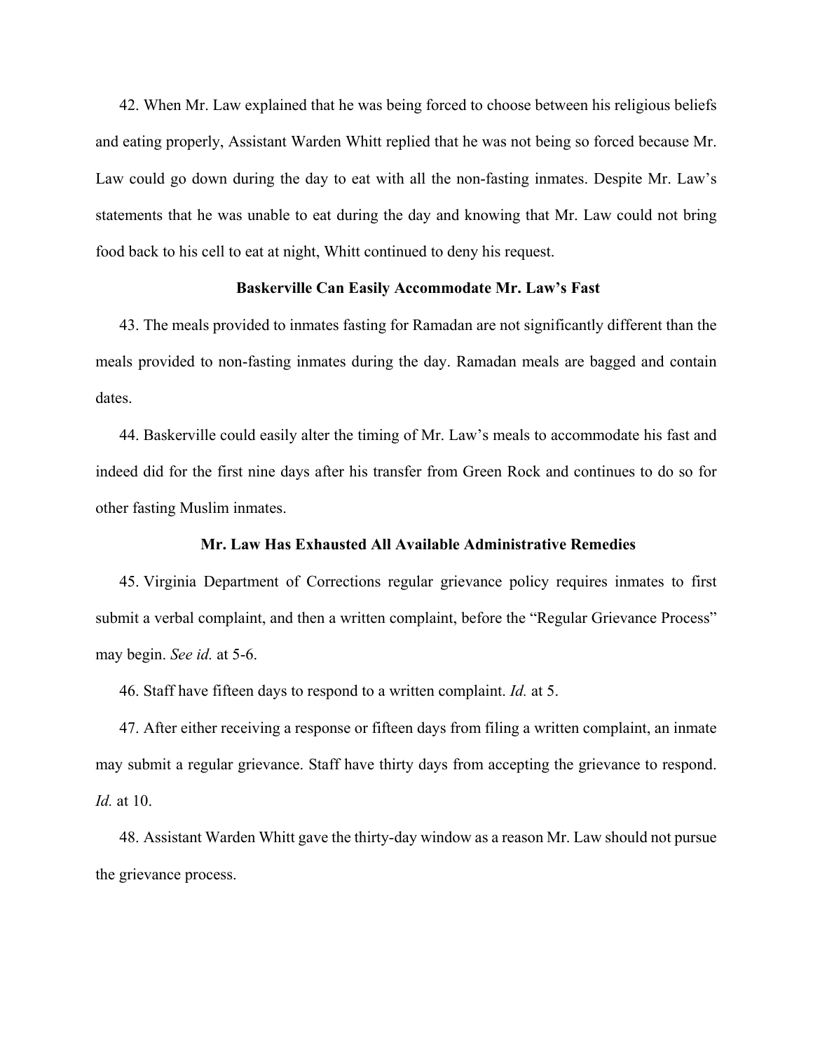42. When Mr. Law explained that he was being forced to choose between his religious beliefs and eating properly, Assistant Warden Whitt replied that he was not being so forced because Mr. Law could go down during the day to eat with all the non-fasting inmates. Despite Mr. Law's statements that he was unable to eat during the day and knowing that Mr. Law could not bring food back to his cell to eat at night, Whitt continued to deny his request.

**Baskerville Can Easily Accommodate Mr. Law's Fast**

43. The meals provided to inmates fasting for Ramadan are not significantly different than the meals provided to non-fasting inmates during the day. Ramadan meals are bagged and contain dates.

44. Baskerville could easily alter the timing of Mr. Law's meals to accommodate his fast and indeed did for the first nine days after his transfer from Green Rock and continues to do so for other fasting Muslim inmates.

**Mr. Law Has Exhausted All Available Administrative Remedies**

45. Virginia Department of Corrections regular grievance policy requires inmates to first submit a verbal complaint, and then a written complaint, before the "Regular Grievance Process" may begin. *See id.* at 5-6.

46. Staff have fifteen days to respond to a written complaint. *Id.* at 5.

47. After either receiving a response or fifteen days from filing a written complaint, an inmate may submit a regular grievance. Staff have thirty days from accepting the grievance to respond. *Id.* at 10.

48. Assistant Warden Whitt gave the thirty-day window as a reason Mr. Law should not pursue the grievance process.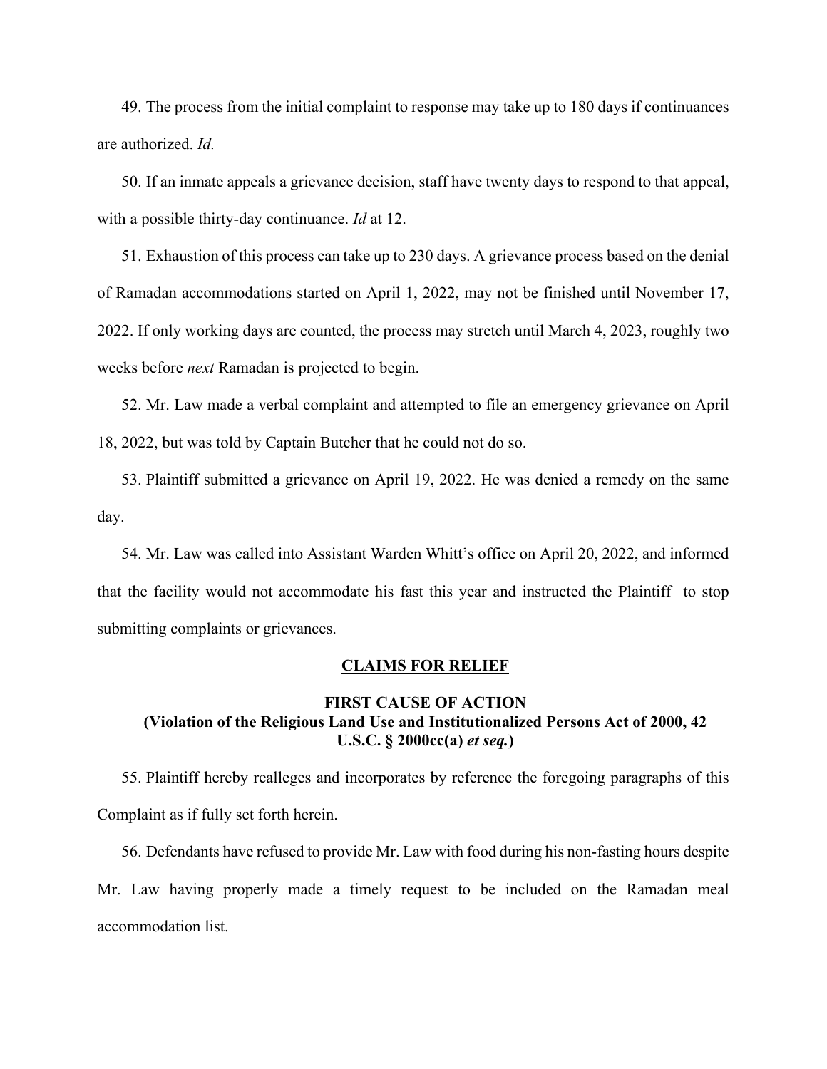49. The process from the initial complaint to response may take up to 180 days if continuances are authorized. *Id.*

50. If an inmate appeals a grievance decision, staff have twenty days to respond to that appeal, with a possible thirty-day continuance. *Id* at 12.

51. Exhaustion of this process can take up to 230 days. A grievance process based on the denial of Ramadan accommodations started on April 1, 2022, may not be finished until November 17, 2022. If only working days are counted, the process may stretch until March 4, 2023, roughly two weeks before *next* Ramadan is projected to begin.

52. Mr. Law made a verbal complaint and attempted to file an emergency grievance on April 18, 2022, but was told by Captain Butcher that he could not do so.

53. Plaintiff submitted a grievance on April 19, 2022. He was denied a remedy on the same day.

54. Mr. Law was called into Assistant Warden Whitt's office on April 20, 2022, and informed that the facility would not accommodate his fast this year and instructed the Plaintiff to stop submitting complaints or grievances.

## CLAIMS FOR RELIEF

### FIRST CAUSE OF ACTION
### (Violation of the Religious Land Use and Institutionalized Persons Act of 2000, 42 U.S.C. § 2000cc(a) *et seq.*)

55. Plaintiff hereby realleges and incorporates by reference the foregoing paragraphs of this Complaint as if fully set forth herein.

56. Defendants have refused to provide Mr. Law with food during his non-fasting hours despite Mr. Law having properly made a timely request to be included on the Ramadan meal accommodation list.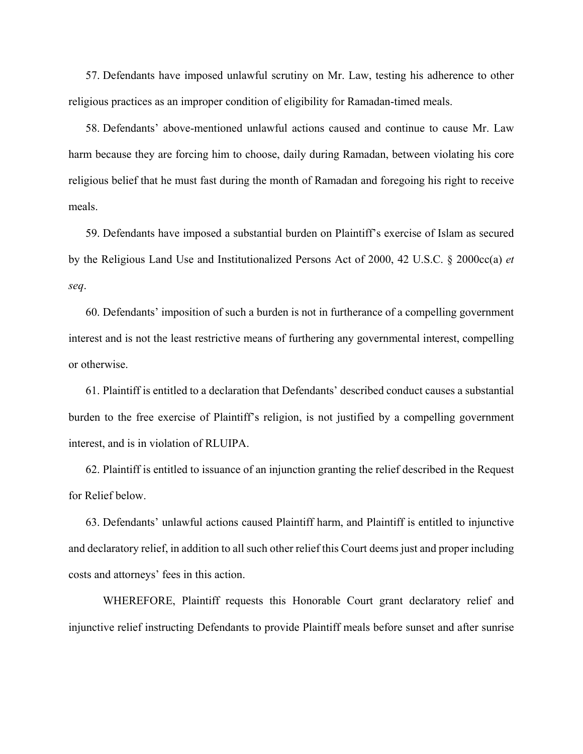57. Defendants have imposed unlawful scrutiny on Mr. Law, testing his adherence to other religious practices as an improper condition of eligibility for Ramadan-timed meals.

58. Defendants' above-mentioned unlawful actions caused and continue to cause Mr. Law harm because they are forcing him to choose, daily during Ramadan, between violating his core religious belief that he must fast during the month of Ramadan and foregoing his right to receive meals.

59. Defendants have imposed a substantial burden on Plaintiff's exercise of Islam as secured by the Religious Land Use and Institutionalized Persons Act of 2000, 42 U.S.C. § 2000cc(a) *et seq*.

60. Defendants' imposition of such a burden is not in furtherance of a compelling government interest and is not the least restrictive means of furthering any governmental interest, compelling or otherwise.

61. Plaintiff is entitled to a declaration that Defendants' described conduct causes a substantial burden to the free exercise of Plaintiff's religion, is not justified by a compelling government interest, and is in violation of RLUIPA.

62. Plaintiff is entitled to issuance of an injunction granting the relief described in the Request for Relief below.

63. Defendants' unlawful actions caused Plaintiff harm, and Plaintiff is entitled to injunctive and declaratory relief, in addition to all such other relief this Court deems just and proper including costs and attorneys' fees in this action.

WHEREFORE, Plaintiff requests this Honorable Court grant declaratory relief and injunctive relief instructing Defendants to provide Plaintiff meals before sunset and after sunrise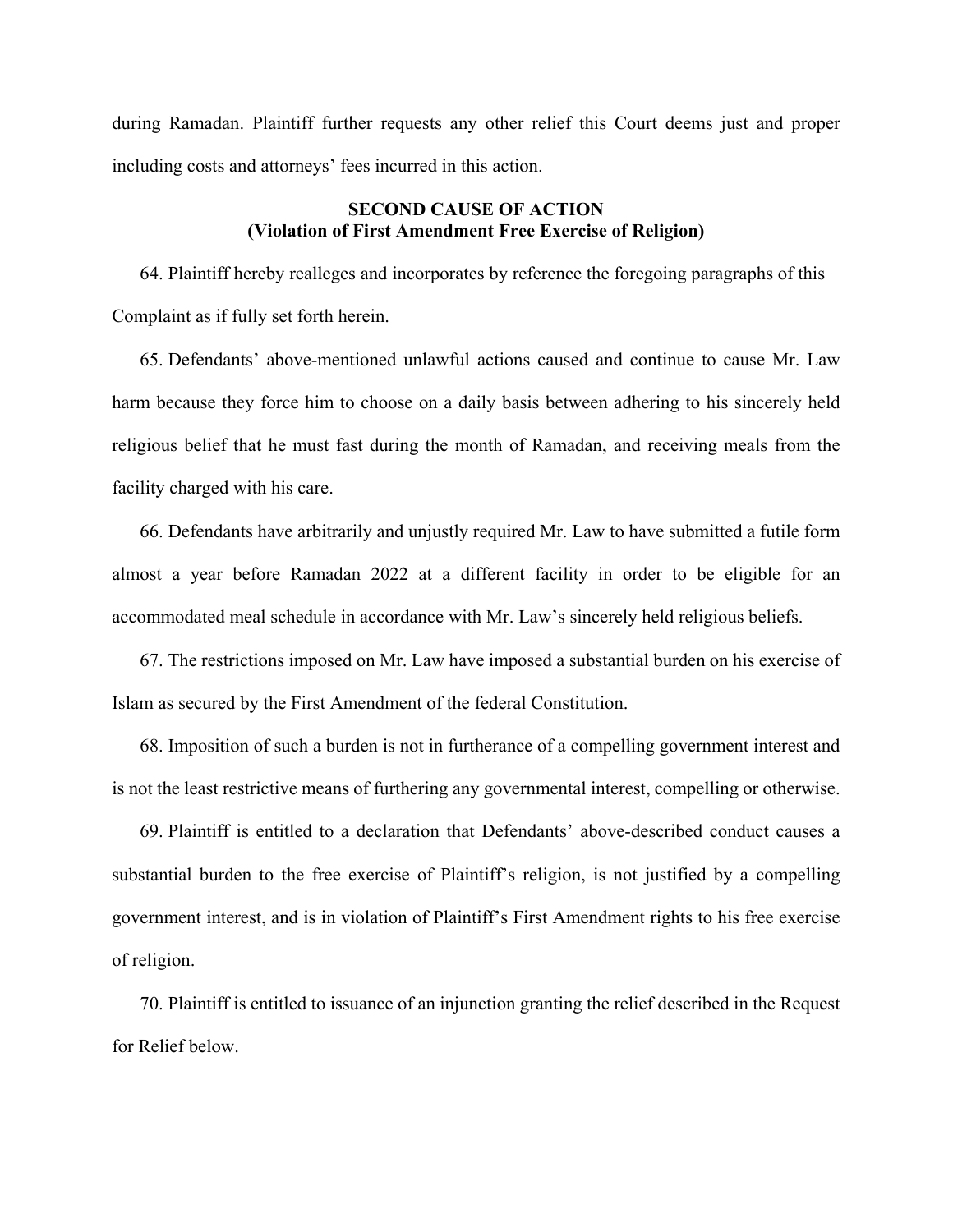during Ramadan. Plaintiff further requests any other relief this Court deems just and proper including costs and attorneys' fees incurred in this action.

**SECOND CAUSE OF ACTION**
**(Violation of First Amendment Free Exercise of Religion)**

64. Plaintiff hereby realleges and incorporates by reference the foregoing paragraphs of this Complaint as if fully set forth herein.

65. Defendants' above-mentioned unlawful actions caused and continue to cause Mr. Law harm because they force him to choose on a daily basis between adhering to his sincerely held religious belief that he must fast during the month of Ramadan, and receiving meals from the facility charged with his care.

66. Defendants have arbitrarily and unjustly required Mr. Law to have submitted a futile form almost a year before Ramadan 2022 at a different facility in order to be eligible for an accommodated meal schedule in accordance with Mr. Law's sincerely held religious beliefs.

67. The restrictions imposed on Mr. Law have imposed a substantial burden on his exercise of Islam as secured by the First Amendment of the federal Constitution.

68. Imposition of such a burden is not in furtherance of a compelling government interest and is not the least restrictive means of furthering any governmental interest, compelling or otherwise.

69. Plaintiff is entitled to a declaration that Defendants' above-described conduct causes a substantial burden to the free exercise of Plaintiff's religion, is not justified by a compelling government interest, and is in violation of Plaintiff's First Amendment rights to his free exercise of religion.

70. Plaintiff is entitled to issuance of an injunction granting the relief described in the Request for Relief below.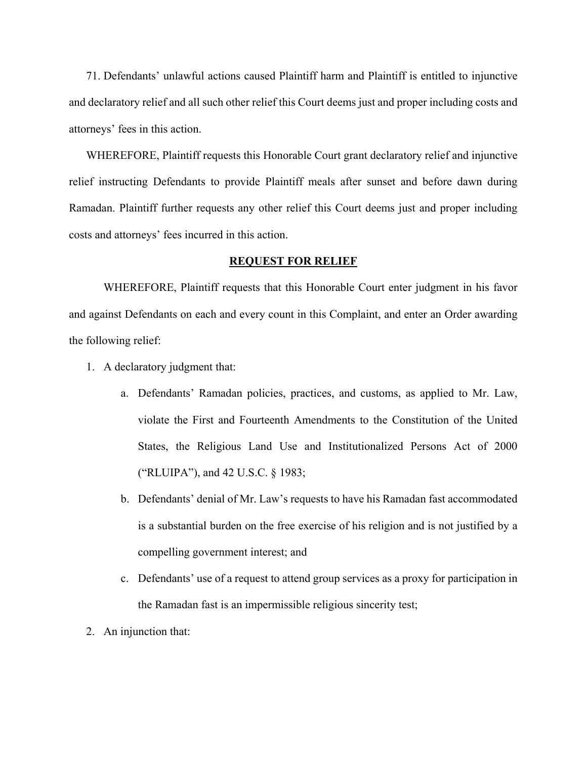71. Defendants' unlawful actions caused Plaintiff harm and Plaintiff is entitled to injunctive and declaratory relief and all such other relief this Court deems just and proper including costs and attorneys' fees in this action.

WHEREFORE, Plaintiff requests this Honorable Court grant declaratory relief and injunctive relief instructing Defendants to provide Plaintiff meals after sunset and before dawn during Ramadan. Plaintiff further requests any other relief this Court deems just and proper including costs and attorneys' fees incurred in this action.

## **REQUEST FOR RELIEF**

WHEREFORE, Plaintiff requests that this Honorable Court enter judgment in his favor and against Defendants on each and every count in this Complaint, and enter an Order awarding the following relief:

1. A declaratory judgment that:
    a. Defendants' Ramadan policies, practices, and customs, as applied to Mr. Law, violate the First and Fourteenth Amendments to the Constitution of the United States, the Religious Land Use and Institutionalized Persons Act of 2000 ("RLUIPA"), and 42 U.S.C. § 1983;
    b. Defendants' denial of Mr. Law's requests to have his Ramadan fast accommodated is a substantial burden on the free exercise of his religion and is not justified by a compelling government interest; and
    c. Defendants' use of a request to attend group services as a proxy for participation in the Ramadan fast is an impermissible religious sincerity test;
2. An injunction that: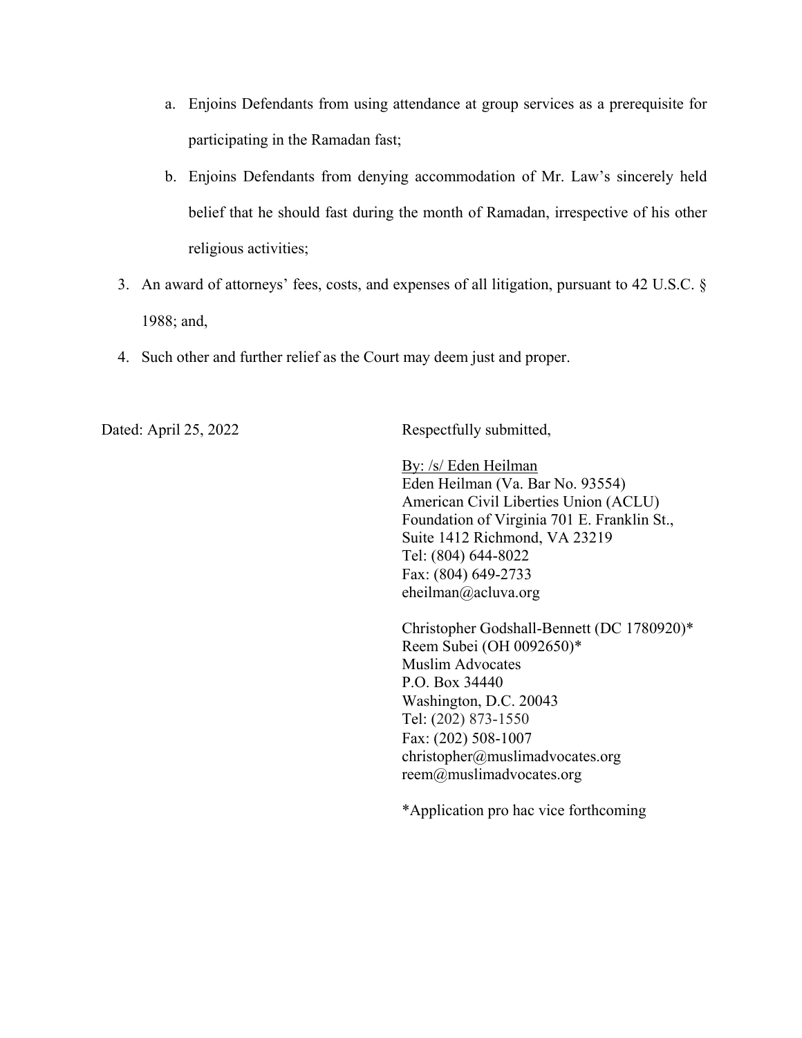a. Enjoins Defendants from using attendance at group services as a prerequisite for participating in the Ramadan fast;

   b. Enjoins Defendants from denying accommodation of Mr. Law's sincerely held belief that he should fast during the month of Ramadan, irrespective of his other religious activities;

3. An award of attorneys' fees, costs, and expenses of all litigation, pursuant to 42 U.S.C. § 1988; and,

4. Such other and further relief as the Court may deem just and proper.

Dated: April 25, 2022

Respectfully submitted,

By: /s/ Eden Heilman
Eden Heilman (Va. Bar No. 93554)
American Civil Liberties Union (ACLU)
Foundation of Virginia 701 E. Franklin St.,
Suite 1412 Richmond, VA 23219
Tel: (804) 644-8022
Fax: (804) 649-2733
eheilman@acluva.org

Christopher Godshall-Bennett (DC 1780920)*
Reem Subei (OH 0092650)*
Muslim Advocates
P.O. Box 34440
Washington, D.C. 20043
Tel: (202) 873-1550
Fax: (202) 508-1007
christopher@muslimadvocates.org
reem@muslimadvocates.org

*Application pro hac vice forthcoming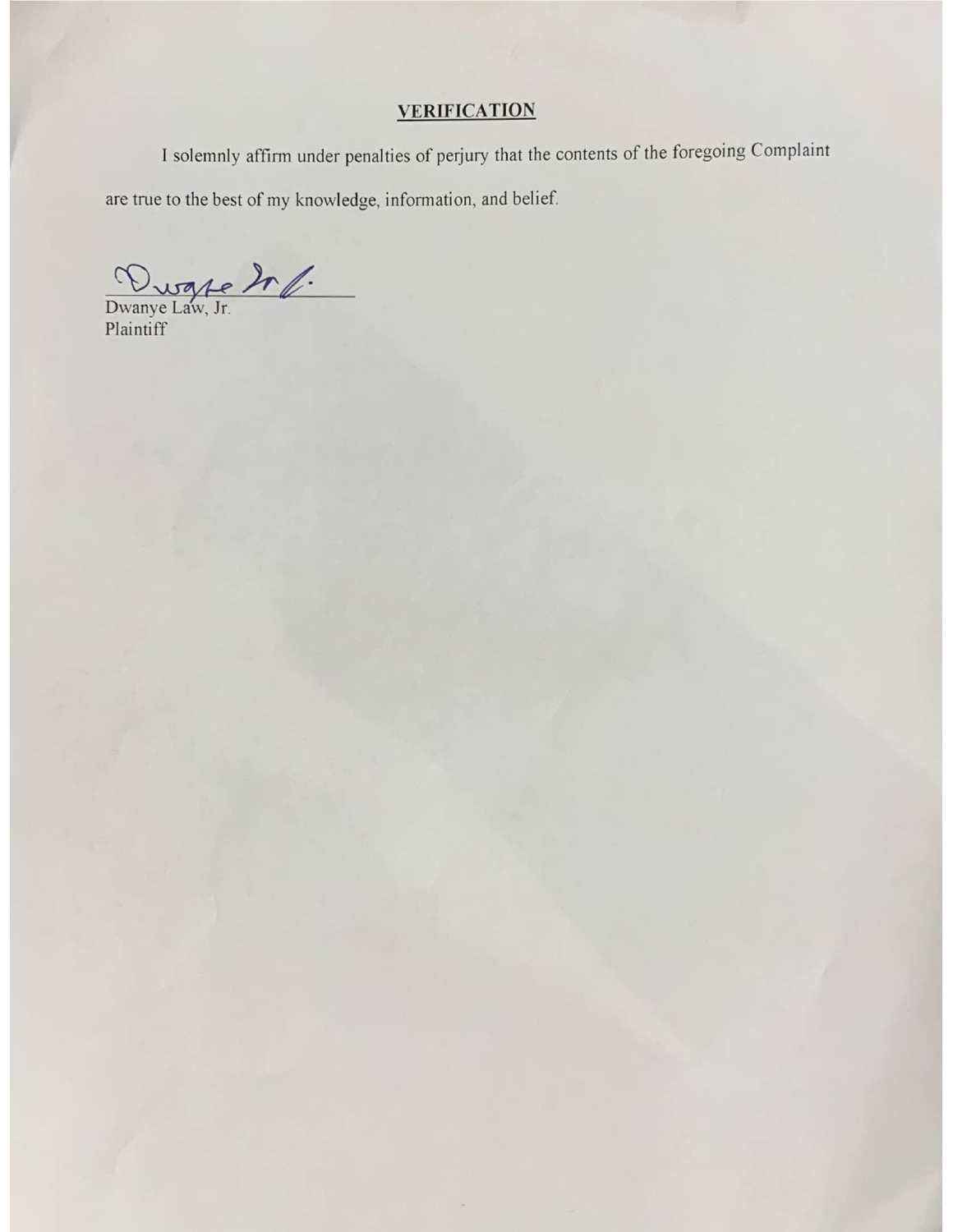## VERIFICATION

I solemnly affirm under penalties of perjury that the contents of the foregoing Complaint are true to the best of my knowledge, information, and belief.

Dwanye Law, Jr.
Plaintiff